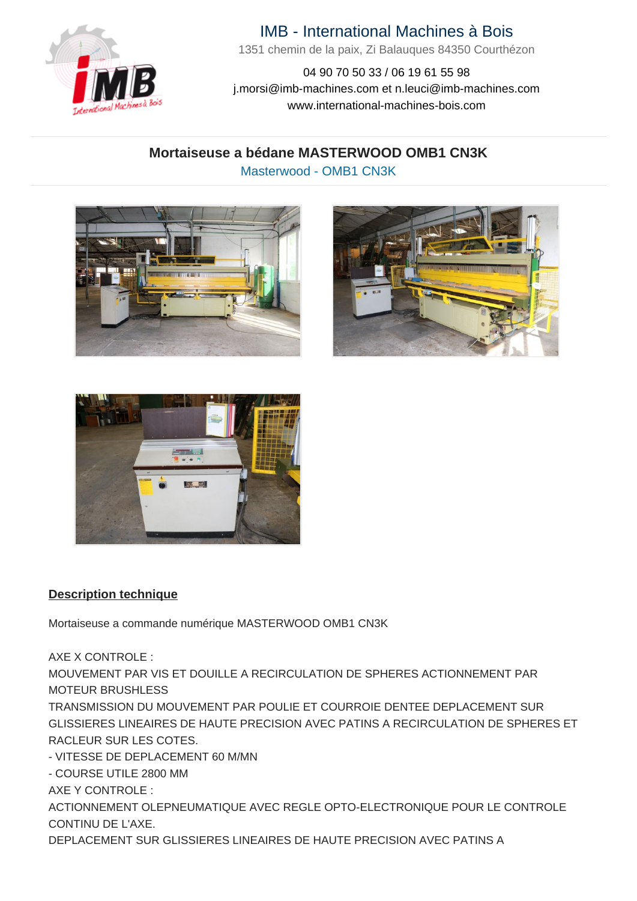IMB - International Machines à Bois

1351 chemin de la paix, Zi Balauques 84350 Courthézon

04 90 70 50 33 / 06 19 61 55 98

j.morsi@imb-machines.com et n.leuci@imb-machines.com

www.international-machines-bois.com

# Mortaiseuse a bédane MASTERWOOD OMB1 CN3K

Masterwood - OMB1 CN3K

## Description technique

Mortaiseuse a commande numérique MASTERWOOD OMB1 CN3K

AXE X CONTROLE :
MOUVEMENT PAR VIS ET DOUILLE A RECIRCULATION DE SPHERES ACTIONNEMENT PAR MOTEUR BRUSHLESS
TRANSMISSION DU MOUVEMENT PAR POULIE ET COURROIE DENTEE DEPLACEMENT SUR GLISSIERES LINEAIRES DE HAUTE PRECISION AVEC PATINS A RECIRCULATION DE SPHERES ET RACLEUR SUR LES COTES.
- VITESSE DE DEPLACEMENT 60 M/MN
- COURSE UTILE 2800 MM
AXE Y CONTROLE :
ACTIONNEMENT OLEPNEUMATIQUE AVEC REGLE OPTO-ELECTRONIQUE POUR LE CONTROLE CONTINU DE L'AXE.
DEPLACEMENT SUR GLISSIERES LINEAIRES DE HAUTE PRECISION AVEC PATINS A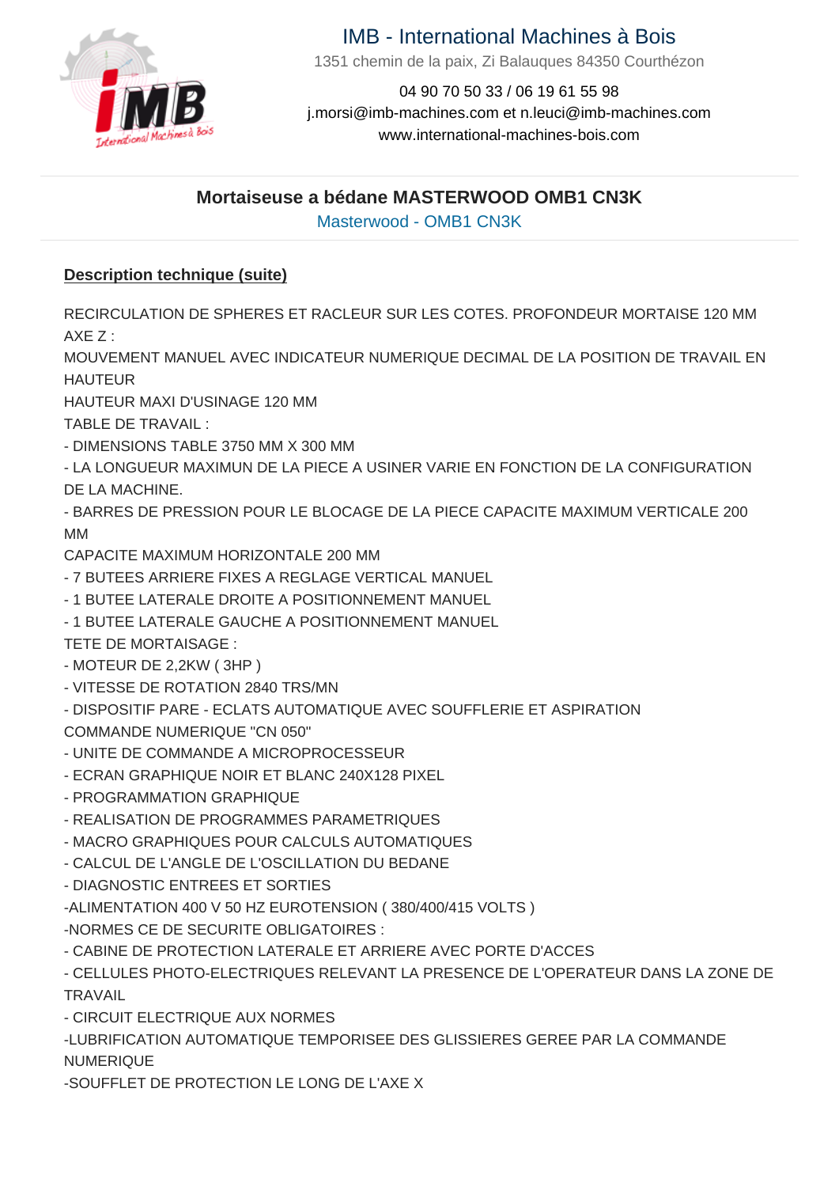IMB - International Machines à Bois

1351 chemin de la paix, Zi Balauques 84350 Courthézon

04 90 70 50 33 / 06 19 61 55 98

j.morsi@imb-machines.com et n.leuci@imb-machines.com

www.international-machines-bois.com

## Mortaiseuse a bédane MASTERWOOD OMB1 CN3K

Masterwood - OMB1 CN3K

**Description technique (suite)**

RECIRCULATION DE SPHERES ET RACLEUR SUR LES COTES. PROFONDEUR MORTAISE 120 MM
AXE Z :
MOUVEMENT MANUEL AVEC INDICATEUR NUMERIQUE DECIMAL DE LA POSITION DE TRAVAIL EN HAUTEUR
HAUTEUR MAXI D'USINAGE 120 MM
TABLE DE TRAVAIL :
- DIMENSIONS TABLE 3750 MM X 300 MM
- LA LONGUEUR MAXIMUN DE LA PIECE A USINER VARIE EN FONCTION DE LA CONFIGURATION DE LA MACHINE.
- BARRES DE PRESSION POUR LE BLOCAGE DE LA PIECE CAPACITE MAXIMUM VERTICALE 200 MM
CAPACITE MAXIMUM HORIZONTALE 200 MM
- 7 BUTEES ARRIERE FIXES A REGLAGE VERTICAL MANUEL
- 1 BUTEE LATERALE DROITE A POSITIONNEMENT MANUEL
- 1 BUTEE LATERALE GAUCHE A POSITIONNEMENT MANUEL
TETE DE MORTAISAGE :
- MOTEUR DE 2,2KW ( 3HP )
- VITESSE DE ROTATION 2840 TRS/MN
- DISPOSITIF PARE - ECLATS AUTOMATIQUE AVEC SOUFFLERIE ET ASPIRATION
COMMANDE NUMERIQUE "CN 050"
- UNITE DE COMMANDE A MICROPROCESSEUR
- ECRAN GRAPHIQUE NOIR ET BLANC 240X128 PIXEL
- PROGRAMMATION GRAPHIQUE
- REALISATION DE PROGRAMMES PARAMETRIQUES
- MACRO GRAPHIQUES POUR CALCULS AUTOMATIQUES
- CALCUL DE L'ANGLE DE L'OSCILLATION DU BEDANE
- DIAGNOSTIC ENTREES ET SORTIES
-ALIMENTATION 400 V 50 HZ EUROTENSION ( 380/400/415 VOLTS )
-NORMES CE DE SECURITE OBLIGATOIRES :
- CABINE DE PROTECTION LATERALE ET ARRIERE AVEC PORTE D'ACCES
- CELLULES PHOTO-ELECTRIQUES RELEVANT LA PRESENCE DE L'OPERATEUR DANS LA ZONE DE TRAVAIL
- CIRCUIT ELECTRIQUE AUX NORMES
-LUBRIFICATION AUTOMATIQUE TEMPORISEE DES GLISSIERES GEREE PAR LA COMMANDE NUMERIQUE
-SOUFFLET DE PROTECTION LE LONG DE L'AXE X